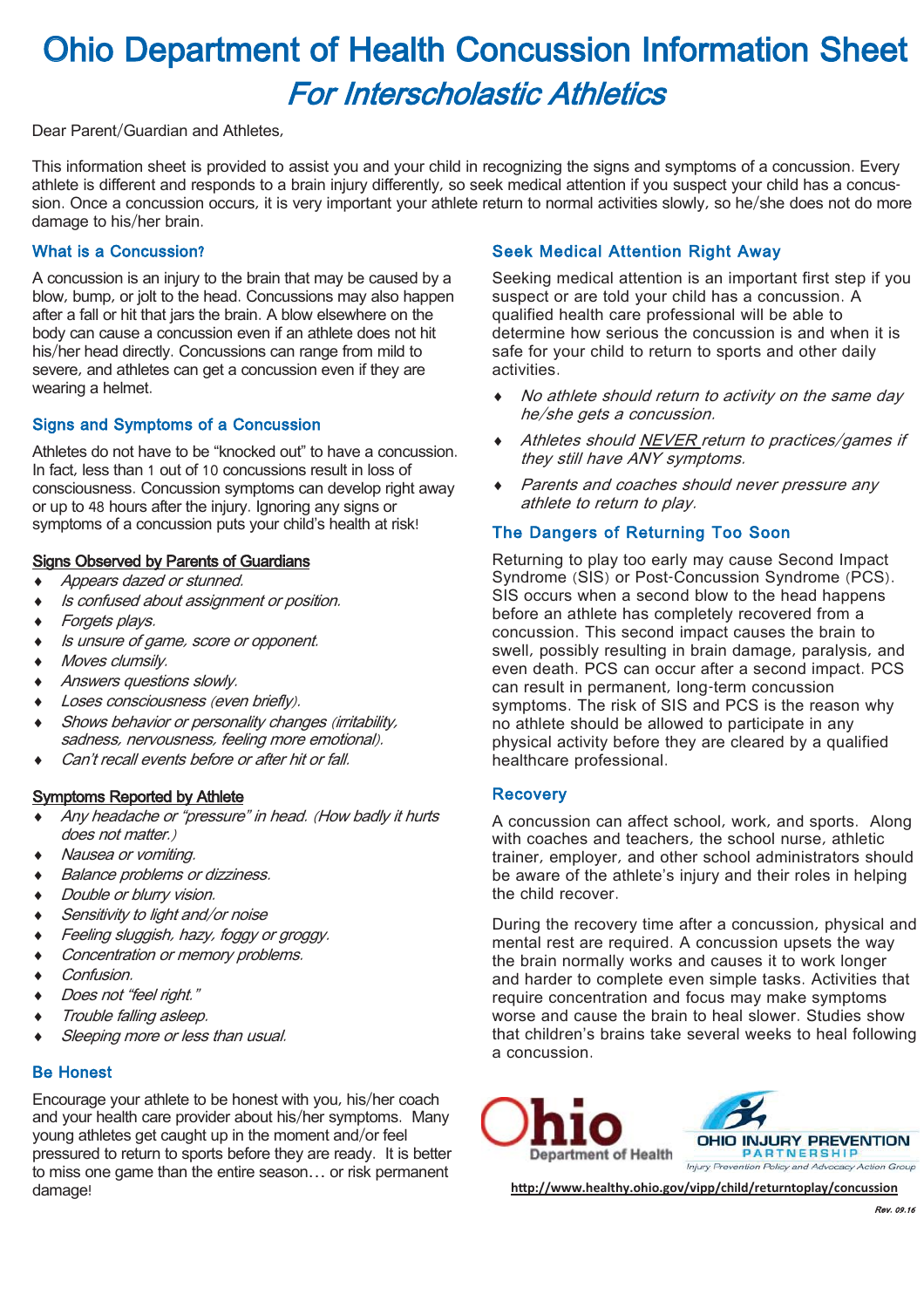# Ohio Department of Health Concussion Information Sheet

## *For Interscholastic Athletics*

Dear Parent/Guardian and Athletes,

This information sheet is provided to assist you and your child in recognizing the signs and symptoms of a concussion. Every athlete is different and responds to a brain injury differently, so seek medical attention if you suspect your child has a concussion. Once a concussion occurs, it is very important your athlete return to normal activities slowly, so he/she does not do more damage to his/her brain.

### What is a Concussion?

A concussion is an injury to the brain that may be caused by a blow, bump, or jolt to the head. Concussions may also happen after a fall or hit that jars the brain. A blow elsewhere on the body can cause a concussion even if an athlete does not hit his/her head directly. Concussions can range from mild to severe, and athletes can get a concussion even if they are wearing a helmet.

### Signs and Symptoms of a Concussion

Athletes do not have to be "knocked out" to have a concussion. In fact, less than 1 out of 10 concussions result in loss of consciousness. Concussion symptoms can develop right away or up to 48 hours after the injury. Ignoring any signs or symptoms of a concussion puts your child's health at risk!

**Signs Observed by Parents of Guardians**

- *Appears dazed or stunned.*
- *Is confused about assignment or position.*
- *Forgets plays.*
- *Is unsure of game, score or opponent.*
- *Moves clumsily.*
- *Answers questions slowly.*
- *Loses consciousness (even briefly).*
- *Shows behavior or personality changes (irritability, sadness, nervousness, feeling more emotional).*
- *Can't recall events before or after hit or fall.*

**Symptoms Reported by Athlete**

- *Any headache or "pressure" in head. (How badly it hurts does not matter.)*
- *Nausea or vomiting.*
- *Balance problems or dizziness.*
- *Double or blurry vision.*
- *Sensitivity to light and/or noise*
- *Feeling sluggish, hazy, foggy or groggy.*
- *Concentration or memory problems.*
- *Confusion.*
- *Does not "feel right."*
- *Trouble falling asleep.*
- *Sleeping more or less than usual.*

### Be Honest

Encourage your athlete to be honest with you, his/her coach and your health care provider about his/her symptoms. Many young athletes get caught up in the moment and/or feel pressured to return to sports before they are ready. It is better to miss one game than the entire season… or risk permanent damage!

### Seek Medical Attention Right Away

Seeking medical attention is an important first step if you suspect or are told your child has a concussion. A qualified health care professional will be able to determine how serious the concussion is and when it is safe for your child to return to sports and other daily activities.

- *No athlete should return to activity on the same day he/she gets a concussion.*
- *Athletes should NEVER return to practices/games if they still have ANY symptoms.*
- *Parents and coaches should never pressure any athlete to return to play.*

### The Dangers of Returning Too Soon

Returning to play too early may cause Second Impact Syndrome (SIS) or Post-Concussion Syndrome (PCS). SIS occurs when a second blow to the head happens before an athlete has completely recovered from a concussion. This second impact causes the brain to swell, possibly resulting in brain damage, paralysis, and even death. PCS can occur after a second impact. PCS can result in permanent, long-term concussion symptoms. The risk of SIS and PCS is the reason why no athlete should be allowed to participate in any physical activity before they are cleared by a qualified healthcare professional.

### Recovery

A concussion can affect school, work, and sports. Along with coaches and teachers, the school nurse, athletic trainer, employer, and other school administrators should be aware of the athlete's injury and their roles in helping the child recover.

During the recovery time after a concussion, physical and mental rest are required. A concussion upsets the way the brain normally works and causes it to work longer and harder to complete even simple tasks. Activities that require concentration and focus may make symptoms worse and cause the brain to heal slower. Studies show that children's brains take several weeks to heal following a concussion.

Ohio Department of Health

OHIO INJURY PREVENTION PARTNERSHIP
Injury Prevention Policy and Advocacy Action Group

http://www.healthy.ohio.gov/vipp/child/returntoplay/concussion

*Rev. 09.16*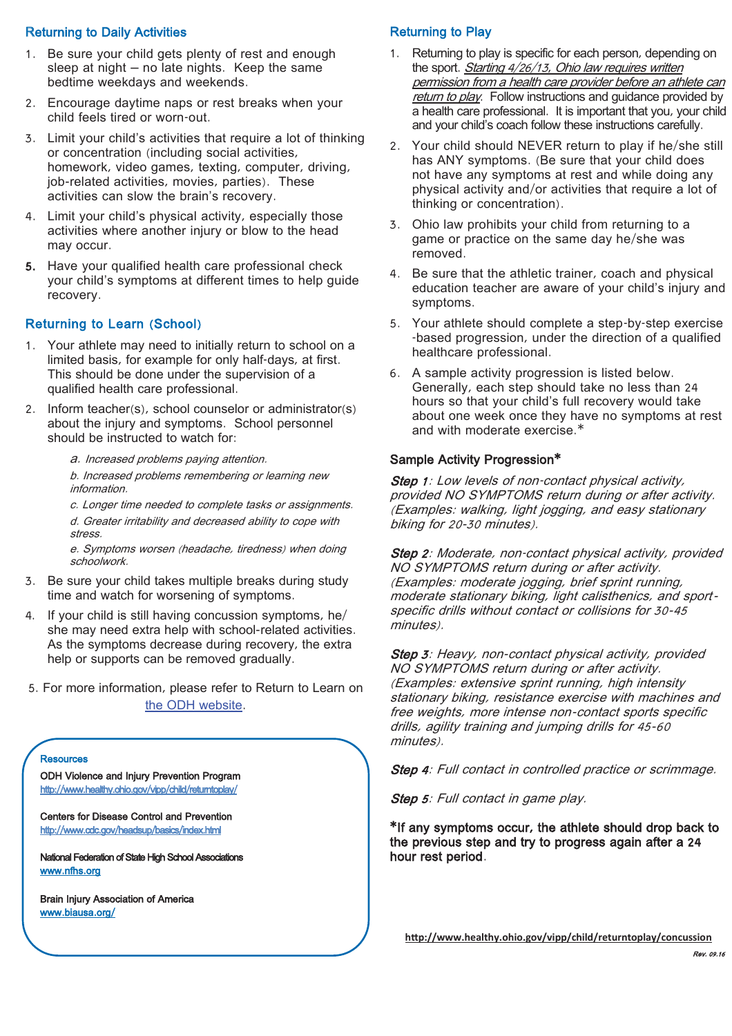## Returning to Daily Activities

1. Be sure your child gets plenty of rest and enough sleep at night – no late nights. Keep the same bedtime weekdays and weekends.
2. Encourage daytime naps or rest breaks when your child feels tired or worn-out.
3. Limit your child's activities that require a lot of thinking or concentration (including social activities, homework, video games, texting, computer, driving, job-related activities, movies, parties). These activities can slow the brain's recovery.
4. Limit your child's physical activity, especially those activities where another injury or blow to the head may occur.
5. Have your qualified health care professional check your child's symptoms at different times to help guide recovery.

## Returning to Learn (School)

1. Your athlete may need to initially return to school on a limited basis, for example for only half-days, at first. This should be done under the supervision of a qualified health care professional.
2. Inform teacher(s), school counselor or administrator(s) about the injury and symptoms. School personnel should be instructed to watch for:

   *a. Increased problems paying attention.*

   *b. Increased problems remembering or learning new information.*

   *c. Longer time needed to complete tasks or assignments.*

   *d. Greater irritability and decreased ability to cope with stress.*

   *e. Symptoms worsen (headache, tiredness) when doing schoolwork.*

3. Be sure your child takes multiple breaks during study time and watch for worsening of symptoms.
4. If your child is still having concussion symptoms, he/she may need extra help with school-related activities. As the symptoms decrease during recovery, the extra help or supports can be removed gradually.
5. For more information, please refer to Return to Learn on the ODH website.

### Resources

ODH Violence and Injury Prevention Program
http://www.healthy.ohio.gov/vipp/child/returntoplay/

Centers for Disease Control and Prevention
http://www.cdc.gov/headsup/basics/index.html

National Federation of State High School Associations
www.nfhs.org

Brain Injury Association of America
www.biausa.org/

## Returning to Play

1. Returning to play is specific for each person, depending on the sport. *Starting 4/26/13, Ohio law requires written permission from a health care provider before an athlete can return to play.* Follow instructions and guidance provided by a health care professional. It is important that you, your child and your child's coach follow these instructions carefully.
2. Your child should NEVER return to play if he/she still has ANY symptoms. (Be sure that your child does not have any symptoms at rest and while doing any physical activity and/or activities that require a lot of thinking or concentration).
3. Ohio law prohibits your child from returning to a game or practice on the same day he/she was removed.
4. Be sure that the athletic trainer, coach and physical education teacher are aware of your child's injury and symptoms.
5. Your athlete should complete a step-by-step exercise -based progression, under the direction of a qualified healthcare professional.
6. A sample activity progression is listed below. Generally, each step should take no less than 24 hours so that your child's full recovery would take about one week once they have no symptoms at rest and with moderate exercise.*

### Sample Activity Progression*

***Step 1****: Low levels of non-contact physical activity, provided NO SYMPTOMS return during or after activity. (Examples: walking, light jogging, and easy stationary biking for 20-30 minutes).*

***Step 2****: Moderate, non-contact physical activity, provided NO SYMPTOMS return during or after activity. (Examples: moderate jogging, brief sprint running, moderate stationary biking, light calisthenics, and sport-specific drills without contact or collisions for 30-45 minutes).*

***Step 3****: Heavy, non-contact physical activity, provided NO SYMPTOMS return during or after activity. (Examples: extensive sprint running, high intensity stationary biking, resistance exercise with machines and free weights, more intense non-contact sports specific drills, agility training and jumping drills for 45-60 minutes).*

***Step 4****: Full contact in controlled practice or scrimmage.*

***Step 5****: Full contact in game play.*

**\*If any symptoms occur, the athlete should drop back to the previous step and try to progress again after a 24 hour rest period**.

**http://www.healthy.ohio.gov/vipp/child/returntoplay/concussion**

*Rev. 09.16*